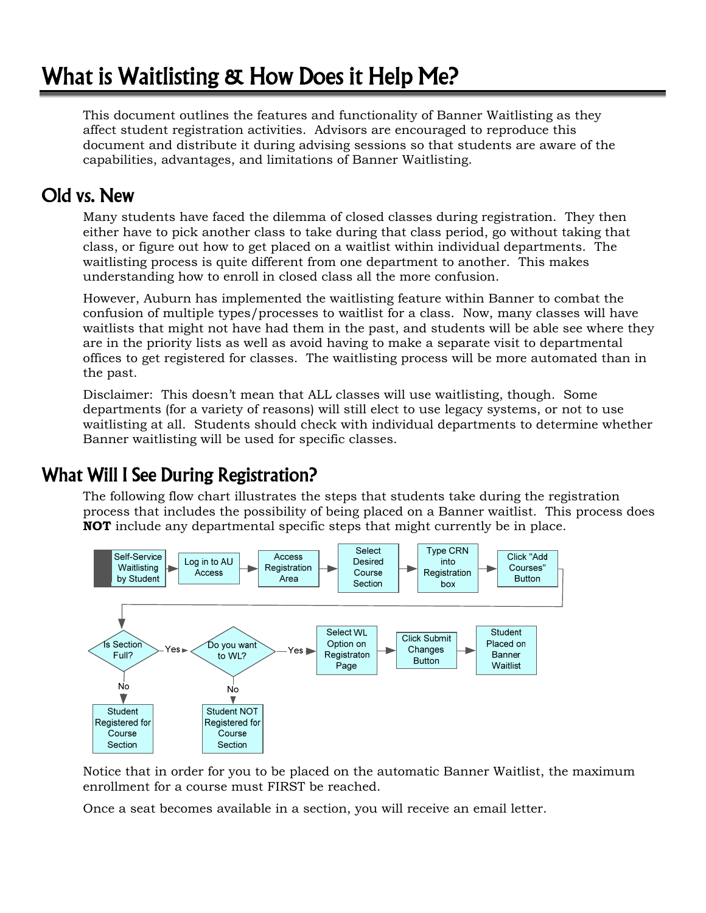# What is Waitlisting & How Does it Help Me?

This document outlines the features and functionality of Banner Waitlisting as they affect student registration activities. Advisors are encouraged to reproduce this document and distribute it during advising sessions so that students are aware of the capabilities, advantages, and limitations of Banner Waitlisting.

## Old vs. New

Many students have faced the dilemma of closed classes during registration. They then either have to pick another class to take during that class period, go without taking that class, or figure out how to get placed on a waitlist within individual departments. The waitlisting process is quite different from one department to another. This makes understanding how to enroll in closed class all the more confusion.

However, Auburn has implemented the waitlisting feature within Banner to combat the confusion of multiple types/processes to waitlist for a class. Now, many classes will have waitlists that might not have had them in the past, and students will be able see where they are in the priority lists as well as avoid having to make a separate visit to departmental offices to get registered for classes. The waitlisting process will be more automated than in the past.

Disclaimer: This doesn't mean that ALL classes will use waitlisting, though. Some departments (for a variety of reasons) will still elect to use legacy systems, or not to use waitlisting at all. Students should check with individual departments to determine whether Banner waitlisting will be used for specific classes.

## What Will I See During Registration?

The following flow chart illustrates the steps that students take during the registration process that includes the possibility of being placed on a Banner waitlist. This process does **NOT** include any departmental specific steps that might currently be in place.

**Self-Service Waitlisting by Student**

1. Log in to AU Access
2. Access Registration Area
3. Select Desired Course Section
4. Type CRN into Registration box
5. Click "Add Courses" Button
6. Is Section Full?
   - No → Student Registered for Course Section
   - Yes → Do you want to WL?
     - No → Student NOT Registered for Course Section
     - Yes → Select WL Option on Registraton Page → Click Submit Changes Button → Student Placed on Banner Waitlist

Notice that in order for you to be placed on the automatic Banner Waitlist, the maximum enrollment for a course must FIRST be reached.

Once a seat becomes available in a section, you will receive an email letter.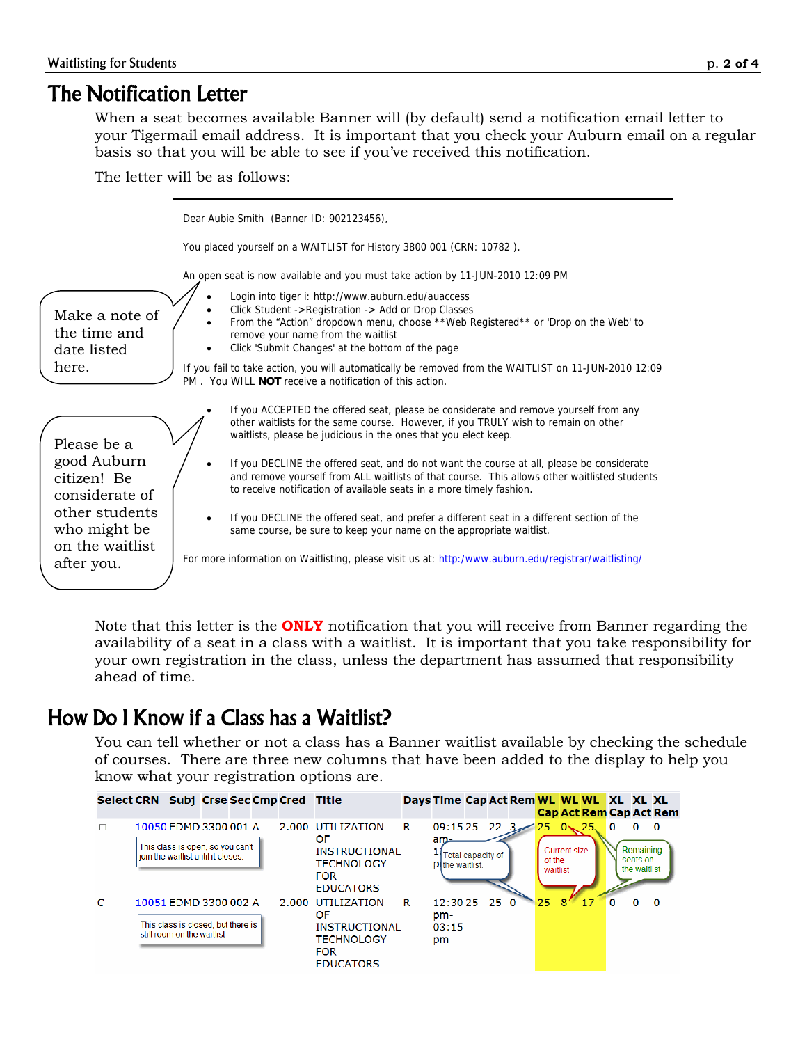# The Notification Letter

When a seat becomes available Banner will (by default) send a notification email letter to your Tigermail email address. It is important that you check your Auburn email on a regular basis so that you will be able to see if you've received this notification.

The letter will be as follows:

> Dear Aubie Smith (Banner ID: 902123456),
>
> You placed yourself on a WAITLIST for History 3800 001 (CRN: 10782 ).
>
> An open seat is now available and you must take action by 11-JUN-2010 12:09 PM
>
> - Login into tiger i: http://www.auburn.edu/auaccess
> - Click Student ->Registration -> Add or Drop Classes
> - From the "Action" dropdown menu, choose **Web Registered** or 'Drop on the Web' to remove your name from the waitlist
> - Click 'Submit Changes' at the bottom of the page
>
> If you fail to take action, you will automatically be removed from the WAITLIST on 11-JUN-2010 12:09 PM . You WILL **NOT** receive a notification of this action.
>
> - If you ACCEPTED the offered seat, please be considerate and remove yourself from any other waitlists for the same course. However, if you TRULY wish to remain on other waitlists, please be judicious in the ones that you elect keep.
> - If you DECLINE the offered seat, and do not want the course at all, please be considerate and remove yourself from ALL waitlists of that course. This allows other waitlisted students to receive notification of available seats in a more timely fashion.
> - If you DECLINE the offered seat, and prefer a different seat in a different section of the same course, be sure to keep your name on the appropriate waitlist.
>
> For more information on Waitlisting, please visit us at: http:/www.auburn.edu/registrar/waitlisting/

Make a note of the time and date listed here.

Please be a good Auburn citizen! Be considerate of other students who might be on the waitlist after you.

Note that this letter is the **ONLY** notification that you will receive from Banner regarding the availability of a seat in a class with a waitlist. It is important that you take responsibility for your own registration in the class, unless the department has assumed that responsibility ahead of time.

# How Do I Know if a Class has a Waitlist?

You can tell whether or not a class has a Banner waitlist available by checking the schedule of courses. There are three new columns that have been added to the display to help you know what your registration options are.

| Select | CRN | Subj | Crse | Sec | Cmp | Cred | Title | Days | Time | Cap | Act | Rem | WL Cap | WL Act | WL Rem | XL Cap | XL Act | XL Rem |
|---|---|---|---|---|---|---|---|---|---|---|---|---|---|---|---|---|---|---|
| ☐ | 10050 | EDMD | 3300 | 001 | A | 2.000 | UTILIZATION OF INSTRUCTIONAL TECHNOLOGY FOR EDUCATORS | R | 09:15 am-1 p | 25 | 22 | 3 | 25 | 0 | 25 | 0 | 0 | 0 |
| C | 10051 | EDMD | 3300 | 002 | A | 2.000 | UTILIZATION OF INSTRUCTIONAL TECHNOLOGY FOR EDUCATORS | R | 12:30 pm-03:15 pm | 25 | 25 | 0 | 25 | 8 | 17 | 0 | 0 | 0 |

Annotations: "This class is open, so you can't join the waitlist until it closes." (CRN 10050); "This class is closed, but there is still room on the waitlist" (CRN 10051); "Total capacity of the waitlist" (WL Cap); "Current size of the waitlist" (WL Act); "Remaining seats on the waitlist" (WL Rem).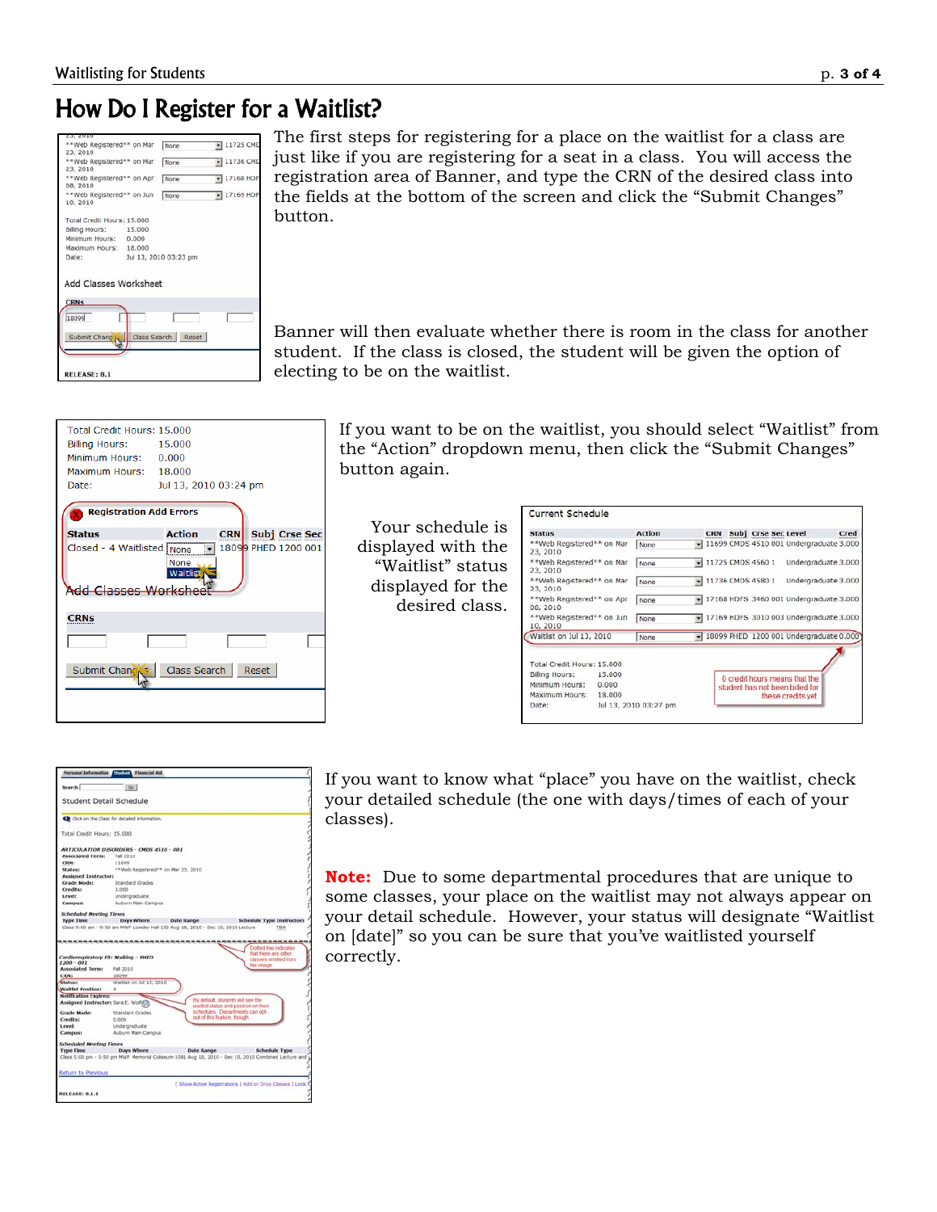# How Do I Register for a Waitlist?

The first steps for registering for a place on the waitlist for a class are just like if you are registering for a seat in a class. You will access the registration area of Banner, and type the CRN of the desired class into the fields at the bottom of the screen and click the "Submit Changes" button.

Banner will then evaluate whether there is room in the class for another student. If the class is closed, the student will be given the option of electing to be on the waitlist.

If you want to be on the waitlist, you should select "Waitlist" from the "Action" dropdown menu, then click the "Submit Changes" button again.

Your schedule is displayed with the "Waitlist" status displayed for the desired class.

If you want to know what "place" you have on the waitlist, check your detailed schedule (the one with days/times of each of your classes).

**Note:** Due to some departmental procedures that are unique to some classes, your place on the waitlist may not always appear on your detail schedule. However, your status will designate "Waitlist on [date]" so you can be sure that you've waitlisted yourself correctly.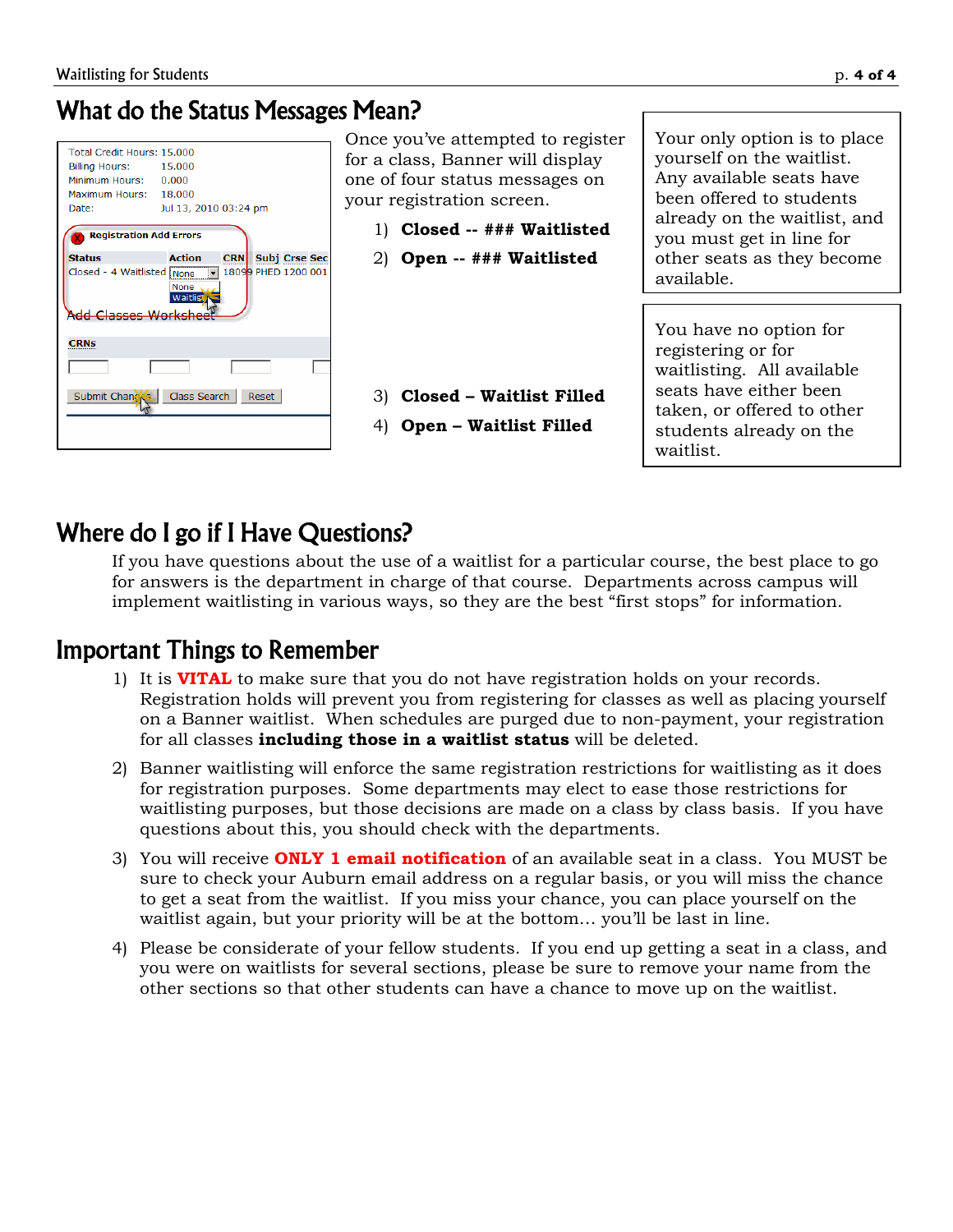## What do the Status Messages Mean?

Total Credit Hours: 15.000
Billing Hours: 15.000
Minimum Hours: 0.000
Maximum Hours: 18.000
Date: Jul 13, 2010 03:24 pm

Registration Add Errors

| Status | Action | CRN | Subj | Crse | Sec |
|---|---|---|---|---|---|
| Closed - 4 Waitlisted | None | 18099 | PHED | 1200 | 001 |

Add Classes Worksheet

CRNs

Submit Changes | Class Search | Reset

Once you've attempted to register for a class, Banner will display one of four status messages on your registration screen.

1) **Closed -- ### Waitlisted**
2) **Open -- ### Waitlisted**

Your only option is to place yourself on the waitlist. Any available seats have been offered to students already on the waitlist, and you must get in line for other seats as they become available.

3) **Closed – Waitlist Filled**
4) **Open – Waitlist Filled**

You have no option for registering or for waitlisting. All available seats have either been taken, or offered to other students already on the waitlist.

## Where do I go if I Have Questions?

If you have questions about the use of a waitlist for a particular course, the best place to go for answers is the department in charge of that course. Departments across campus will implement waitlisting in various ways, so they are the best "first stops" for information.

## Important Things to Remember

1) It is **VITAL** to make sure that you do not have registration holds on your records. Registration holds will prevent you from registering for classes as well as placing yourself on a Banner waitlist. When schedules are purged due to non-payment, your registration for all classes **including those in a waitlist status** will be deleted.

2) Banner waitlisting will enforce the same registration restrictions for waitlisting as it does for registration purposes. Some departments may elect to ease those restrictions for waitlisting purposes, but those decisions are made on a class by class basis. If you have questions about this, you should check with the departments.

3) You will receive **ONLY 1 email notification** of an available seat in a class. You MUST be sure to check your Auburn email address on a regular basis, or you will miss the chance to get a seat from the waitlist. If you miss your chance, you can place yourself on the waitlist again, but your priority will be at the bottom… you'll be last in line.

4) Please be considerate of your fellow students. If you end up getting a seat in a class, and you were on waitlists for several sections, please be sure to remove your name from the other sections so that other students can have a chance to move up on the waitlist.